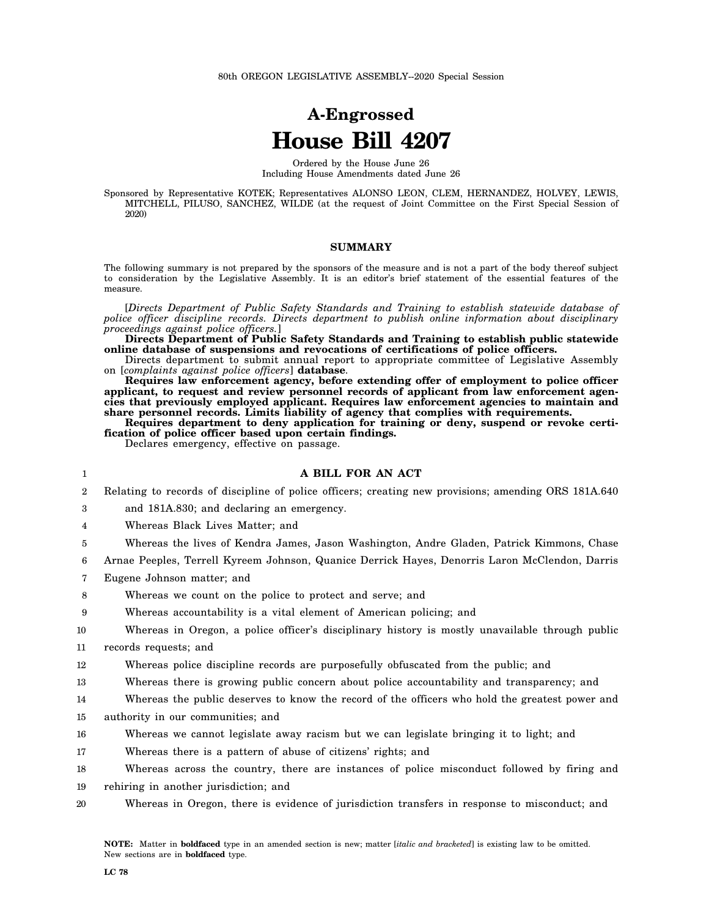80th OREGON LEGISLATIVE ASSEMBLY--2020 Special Session

# A-Engrossed
# House Bill 4207

Ordered by the House June 26
Including House Amendments dated June 26

Sponsored by Representative KOTEK; Representatives ALONSO LEON, CLEM, HERNANDEZ, HOLVEY, LEWIS, MITCHELL, PILUSO, SANCHEZ, WILDE (at the request of Joint Committee on the First Special Session of 2020)

## SUMMARY

The following summary is not prepared by the sponsors of the measure and is not a part of the body thereof subject to consideration by the Legislative Assembly. It is an editor's brief statement of the essential features of the measure.

[*Directs Department of Public Safety Standards and Training to establish statewide database of police officer discipline records. Directs department to publish online information about disciplinary proceedings against police officers.*] **Directs Department of Public Safety Standards and Training to establish public statewide online database of suspensions and revocations of certifications of police officers.**

Directs department to submit annual report to appropriate committee of Legislative Assembly on [*complaints against police officers*] **database**.

**Requires law enforcement agency, before extending offer of employment to police officer applicant, to request and review personnel records of applicant from law enforcement agencies that previously employed applicant. Requires law enforcement agencies to maintain and share personnel records. Limits liability of agency that complies with requirements.**

**Requires department to deny application for training or deny, suspend or revoke certification of police officer based upon certain findings.**

Declares emergency, effective on passage.

### A BILL FOR AN ACT

Relating to records of discipline of police officers; creating new provisions; amending ORS 181A.640 and 181A.830; and declaring an emergency.

Whereas Black Lives Matter; and

Whereas the lives of Kendra James, Jason Washington, Andre Gladen, Patrick Kimmons, Chase Arnae Peeples, Terrell Kyreem Johnson, Quanice Derrick Hayes, Denorris Laron McClendon, Darris Eugene Johnson matter; and

Whereas we count on the police to protect and serve; and

Whereas accountability is a vital element of American policing; and

Whereas in Oregon, a police officer's disciplinary history is mostly unavailable through public records requests; and

Whereas police discipline records are purposefully obfuscated from the public; and

Whereas there is growing public concern about police accountability and transparency; and

Whereas the public deserves to know the record of the officers who hold the greatest power and authority in our communities; and

Whereas we cannot legislate away racism but we can legislate bringing it to light; and

Whereas there is a pattern of abuse of citizens' rights; and

Whereas across the country, there are instances of police misconduct followed by firing and rehiring in another jurisdiction; and

Whereas in Oregon, there is evidence of jurisdiction transfers in response to misconduct; and

**NOTE:** Matter in **boldfaced** type in an amended section is new; matter [*italic and bracketed*] is existing law to be omitted. New sections are in **boldfaced** type.

LC 78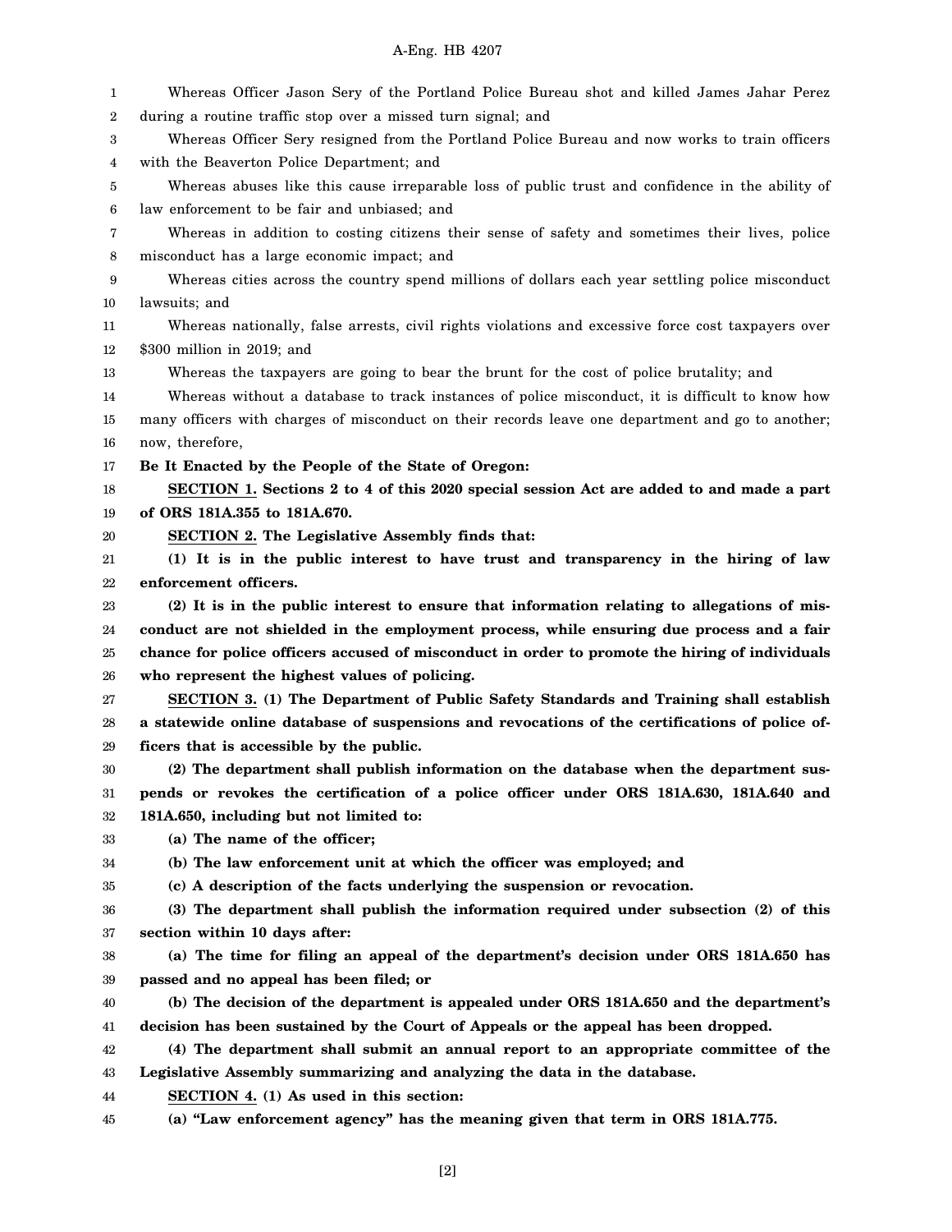Whereas Officer Jason Sery of the Portland Police Bureau shot and killed James Jahar Perez during a routine traffic stop over a missed turn signal; and

Whereas Officer Sery resigned from the Portland Police Bureau and now works to train officers with the Beaverton Police Department; and

Whereas abuses like this cause irreparable loss of public trust and confidence in the ability of law enforcement to be fair and unbiased; and

Whereas in addition to costing citizens their sense of safety and sometimes their lives, police misconduct has a large economic impact; and

Whereas cities across the country spend millions of dollars each year settling police misconduct lawsuits; and

Whereas nationally, false arrests, civil rights violations and excessive force cost taxpayers over $300 million in 2019; and

Whereas the taxpayers are going to bear the brunt for the cost of police brutality; and

Whereas without a database to track instances of police misconduct, it is difficult to know how many officers with charges of misconduct on their records leave one department and go to another; now, therefore,

**Be It Enacted by the People of the State of Oregon:**

**SECTION 1. Sections 2 to 4 of this 2020 special session Act are added to and made a part of ORS 181A.355 to 181A.670.**

**SECTION 2. The Legislative Assembly finds that:**

**(1) It is in the public interest to have trust and transparency in the hiring of law enforcement officers.**

**(2) It is in the public interest to ensure that information relating to allegations of misconduct are not shielded in the employment process, while ensuring due process and a fair chance for police officers accused of misconduct in order to promote the hiring of individuals who represent the highest values of policing.**

**SECTION 3. (1) The Department of Public Safety Standards and Training shall establish a statewide online database of suspensions and revocations of the certifications of police officers that is accessible by the public.**

**(2) The department shall publish information on the database when the department suspends or revokes the certification of a police officer under ORS 181A.630, 181A.640 and 181A.650, including but not limited to:**

**(a) The name of the officer;**

**(b) The law enforcement unit at which the officer was employed; and**

**(c) A description of the facts underlying the suspension or revocation.**

**(3) The department shall publish the information required under subsection (2) of this section within 10 days after:**

**(a) The time for filing an appeal of the department's decision under ORS 181A.650 has passed and no appeal has been filed; or**

**(b) The decision of the department is appealed under ORS 181A.650 and the department's decision has been sustained by the Court of Appeals or the appeal has been dropped.**

**(4) The department shall submit an annual report to an appropriate committee of the Legislative Assembly summarizing and analyzing the data in the database.**

**SECTION 4. (1) As used in this section:**

**(a) "Law enforcement agency" has the meaning given that term in ORS 181A.775.**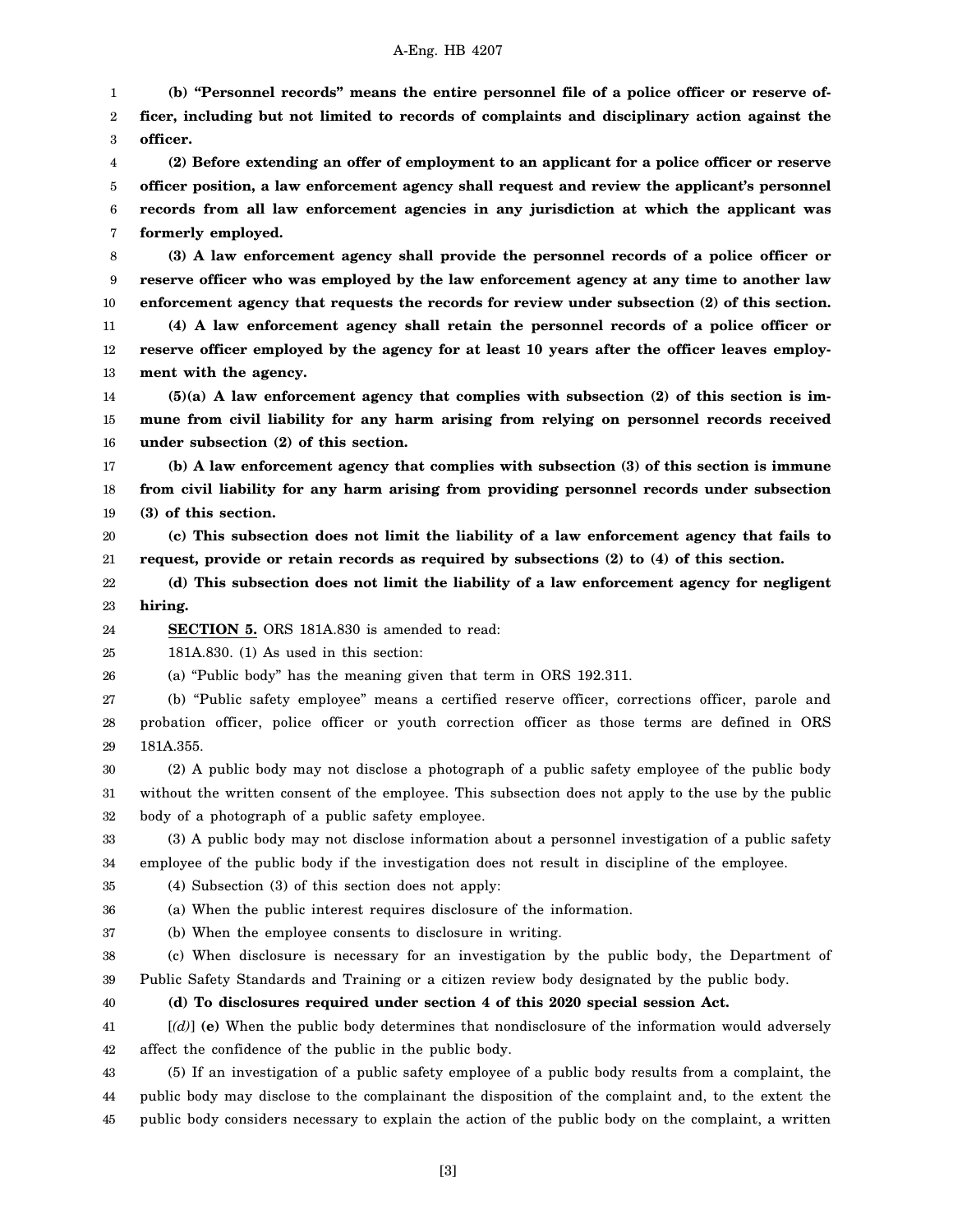**(b) "Personnel records" means the entire personnel file of a police officer or reserve officer, including but not limited to records of complaints and disciplinary action against the officer.**

**(2) Before extending an offer of employment to an applicant for a police officer or reserve officer position, a law enforcement agency shall request and review the applicant's personnel records from all law enforcement agencies in any jurisdiction at which the applicant was formerly employed.**

**(3) A law enforcement agency shall provide the personnel records of a police officer or reserve officer who was employed by the law enforcement agency at any time to another law enforcement agency that requests the records for review under subsection (2) of this section.**

**(4) A law enforcement agency shall retain the personnel records of a police officer or reserve officer employed by the agency for at least 10 years after the officer leaves employment with the agency.**

**(5)(a) A law enforcement agency that complies with subsection (2) of this section is immune from civil liability for any harm arising from relying on personnel records received under subsection (2) of this section.**

**(b) A law enforcement agency that complies with subsection (3) of this section is immune from civil liability for any harm arising from providing personnel records under subsection (3) of this section.**

**(c) This subsection does not limit the liability of a law enforcement agency that fails to request, provide or retain records as required by subsections (2) to (4) of this section.**

**(d) This subsection does not limit the liability of a law enforcement agency for negligent hiring.**

**SECTION 5.** ORS 181A.830 is amended to read:

181A.830. (1) As used in this section:

(a) "Public body" has the meaning given that term in ORS 192.311.

(b) "Public safety employee" means a certified reserve officer, corrections officer, parole and probation officer, police officer or youth correction officer as those terms are defined in ORS 181A.355.

(2) A public body may not disclose a photograph of a public safety employee of the public body without the written consent of the employee. This subsection does not apply to the use by the public body of a photograph of a public safety employee.

(3) A public body may not disclose information about a personnel investigation of a public safety employee of the public body if the investigation does not result in discipline of the employee.

(4) Subsection (3) of this section does not apply:

(a) When the public interest requires disclosure of the information.

(b) When the employee consents to disclosure in writing.

(c) When disclosure is necessary for an investigation by the public body, the Department of Public Safety Standards and Training or a citizen review body designated by the public body.

**(d) To disclosures required under section 4 of this 2020 special session Act.**

[*(d)*] **(e)** When the public body determines that nondisclosure of the information would adversely affect the confidence of the public in the public body.

(5) If an investigation of a public safety employee of a public body results from a complaint, the public body may disclose to the complainant the disposition of the complaint and, to the extent the public body considers necessary to explain the action of the public body on the complaint, a written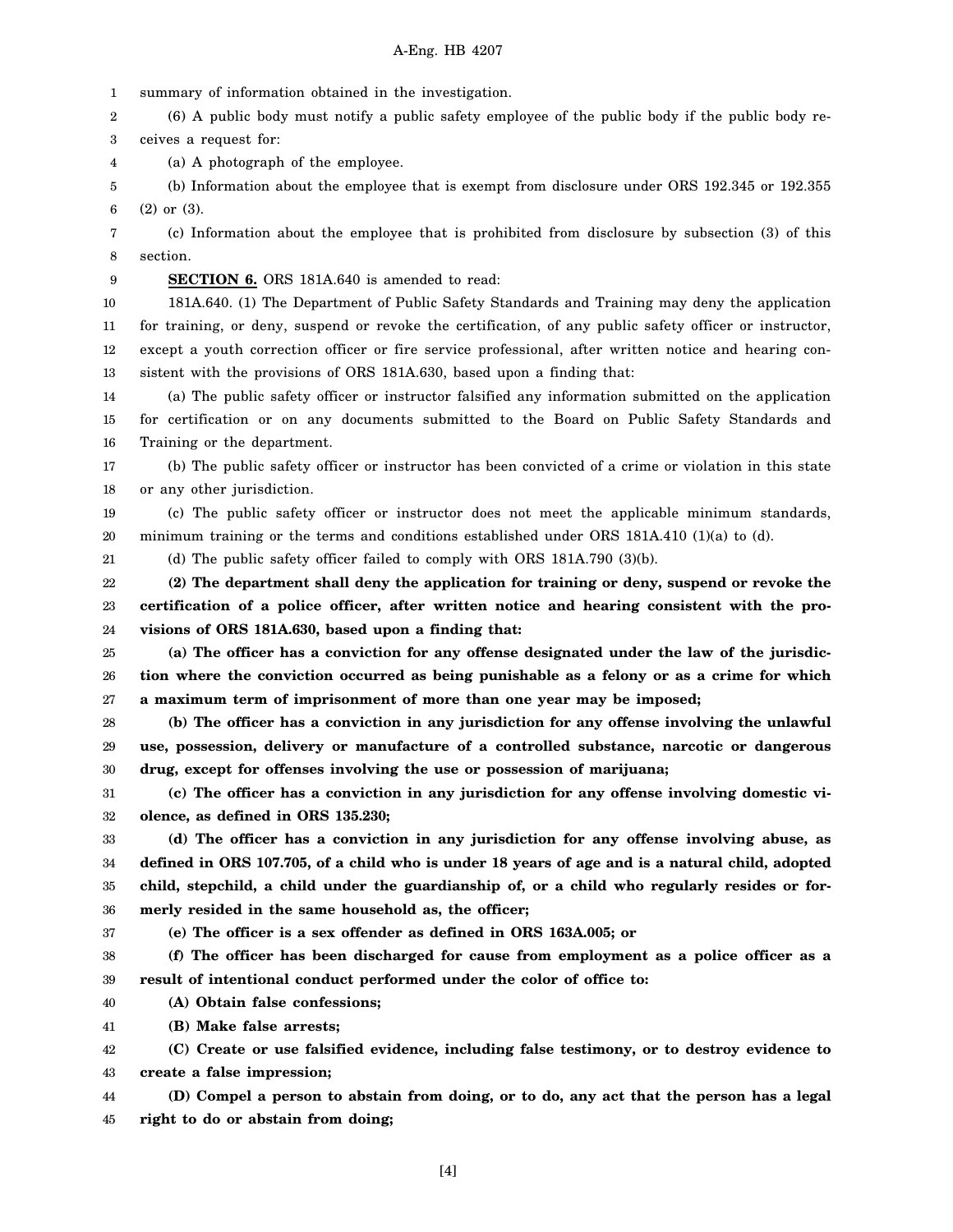summary of information obtained in the investigation.

(6) A public body must notify a public safety employee of the public body if the public body receives a request for:

(a) A photograph of the employee.

(b) Information about the employee that is exempt from disclosure under ORS 192.345 or 192.355 (2) or (3).

(c) Information about the employee that is prohibited from disclosure by subsection (3) of this section.

**SECTION 6.** ORS 181A.640 is amended to read:

181A.640. (1) The Department of Public Safety Standards and Training may deny the application for training, or deny, suspend or revoke the certification, of any public safety officer or instructor, except a youth correction officer or fire service professional, after written notice and hearing consistent with the provisions of ORS 181A.630, based upon a finding that:

(a) The public safety officer or instructor falsified any information submitted on the application for certification or on any documents submitted to the Board on Public Safety Standards and Training or the department.

(b) The public safety officer or instructor has been convicted of a crime or violation in this state or any other jurisdiction.

(c) The public safety officer or instructor does not meet the applicable minimum standards, minimum training or the terms and conditions established under ORS 181A.410 (1)(a) to (d).

(d) The public safety officer failed to comply with ORS 181A.790 (3)(b).

**(2) The department shall deny the application for training or deny, suspend or revoke the certification of a police officer, after written notice and hearing consistent with the provisions of ORS 181A.630, based upon a finding that:**

**(a) The officer has a conviction for any offense designated under the law of the jurisdiction where the conviction occurred as being punishable as a felony or as a crime for which a maximum term of imprisonment of more than one year may be imposed;**

**(b) The officer has a conviction in any jurisdiction for any offense involving the unlawful use, possession, delivery or manufacture of a controlled substance, narcotic or dangerous drug, except for offenses involving the use or possession of marijuana;**

**(c) The officer has a conviction in any jurisdiction for any offense involving domestic violence, as defined in ORS 135.230;**

**(d) The officer has a conviction in any jurisdiction for any offense involving abuse, as defined in ORS 107.705, of a child who is under 18 years of age and is a natural child, adopted child, stepchild, a child under the guardianship of, or a child who regularly resides or formerly resided in the same household as, the officer;**

**(e) The officer is a sex offender as defined in ORS 163A.005; or**

**(f) The officer has been discharged for cause from employment as a police officer as a result of intentional conduct performed under the color of office to:**

**(A) Obtain false confessions;**

**(B) Make false arrests;**

**(C) Create or use falsified evidence, including false testimony, or to destroy evidence to create a false impression;**

**(D) Compel a person to abstain from doing, or to do, any act that the person has a legal right to do or abstain from doing;**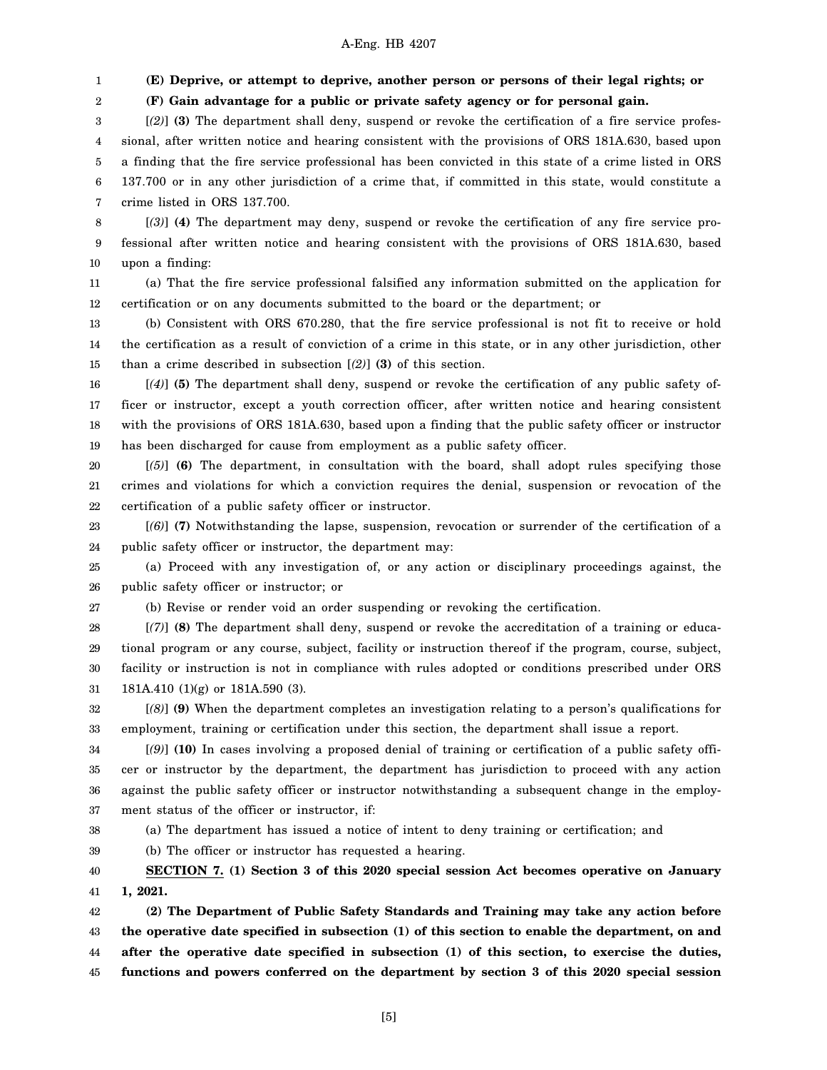**(E) Deprive, or attempt to deprive, another person or persons of their legal rights; or**

**(F) Gain advantage for a public or private safety agency or for personal gain.**

[*(2)*] **(3)** The department shall deny, suspend or revoke the certification of a fire service professional, after written notice and hearing consistent with the provisions of ORS 181A.630, based upon a finding that the fire service professional has been convicted in this state of a crime listed in ORS 137.700 or in any other jurisdiction of a crime that, if committed in this state, would constitute a crime listed in ORS 137.700.

[*(3)*] **(4)** The department may deny, suspend or revoke the certification of any fire service professional after written notice and hearing consistent with the provisions of ORS 181A.630, based upon a finding:

(a) That the fire service professional falsified any information submitted on the application for certification or on any documents submitted to the board or the department; or

(b) Consistent with ORS 670.280, that the fire service professional is not fit to receive or hold the certification as a result of conviction of a crime in this state, or in any other jurisdiction, other than a crime described in subsection [*(2)*] **(3)** of this section.

[*(4)*] **(5)** The department shall deny, suspend or revoke the certification of any public safety officer or instructor, except a youth correction officer, after written notice and hearing consistent with the provisions of ORS 181A.630, based upon a finding that the public safety officer or instructor has been discharged for cause from employment as a public safety officer.

[*(5)*] **(6)** The department, in consultation with the board, shall adopt rules specifying those crimes and violations for which a conviction requires the denial, suspension or revocation of the certification of a public safety officer or instructor.

[*(6)*] **(7)** Notwithstanding the lapse, suspension, revocation or surrender of the certification of a public safety officer or instructor, the department may:

(a) Proceed with any investigation of, or any action or disciplinary proceedings against, the public safety officer or instructor; or

(b) Revise or render void an order suspending or revoking the certification.

[*(7)*] **(8)** The department shall deny, suspend or revoke the accreditation of a training or educational program or any course, subject, facility or instruction thereof if the program, course, subject, facility or instruction is not in compliance with rules adopted or conditions prescribed under ORS 181A.410 (1)(g) or 181A.590 (3).

[*(8)*] **(9)** When the department completes an investigation relating to a person's qualifications for employment, training or certification under this section, the department shall issue a report.

[*(9)*] **(10)** In cases involving a proposed denial of training or certification of a public safety officer or instructor by the department, the department has jurisdiction to proceed with any action against the public safety officer or instructor notwithstanding a subsequent change in the employment status of the officer or instructor, if:

(a) The department has issued a notice of intent to deny training or certification; and

(b) The officer or instructor has requested a hearing.

**<u>SECTION 7.</u> (1) Section 3 of this 2020 special session Act becomes operative on January 1, 2021.**

**(2) The Department of Public Safety Standards and Training may take any action before the operative date specified in subsection (1) of this section to enable the department, on and after the operative date specified in subsection (1) of this section, to exercise the duties, functions and powers conferred on the department by section 3 of this 2020 special session**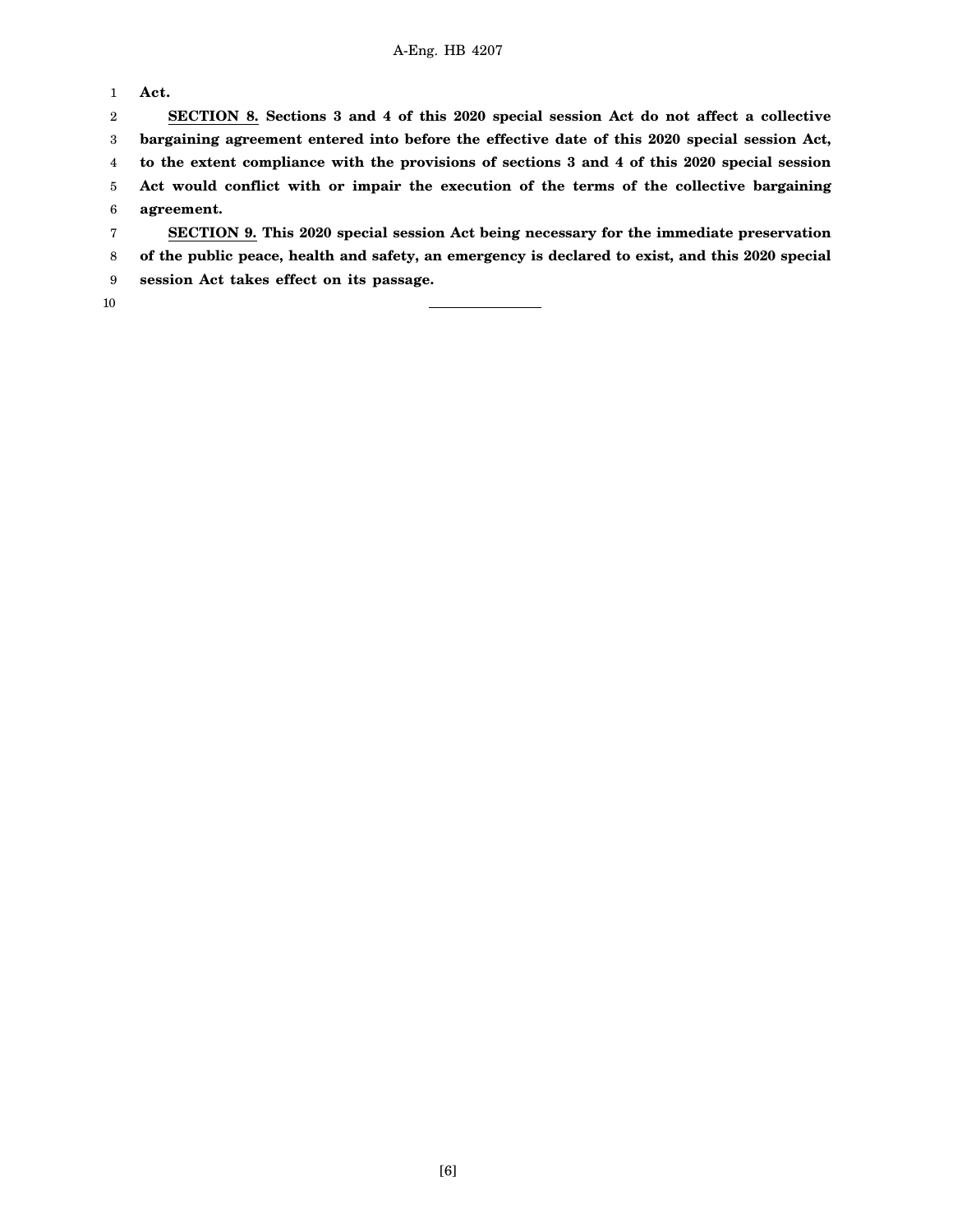**Act.**

**SECTION 8. Sections 3 and 4 of this 2020 special session Act do not affect a collective bargaining agreement entered into before the effective date of this 2020 special session Act, to the extent compliance with the provisions of sections 3 and 4 of this 2020 special session Act would conflict with or impair the execution of the terms of the collective bargaining agreement.**

**SECTION 9. This 2020 special session Act being necessary for the immediate preservation of the public peace, health and safety, an emergency is declared to exist, and this 2020 special session Act takes effect on its passage.**